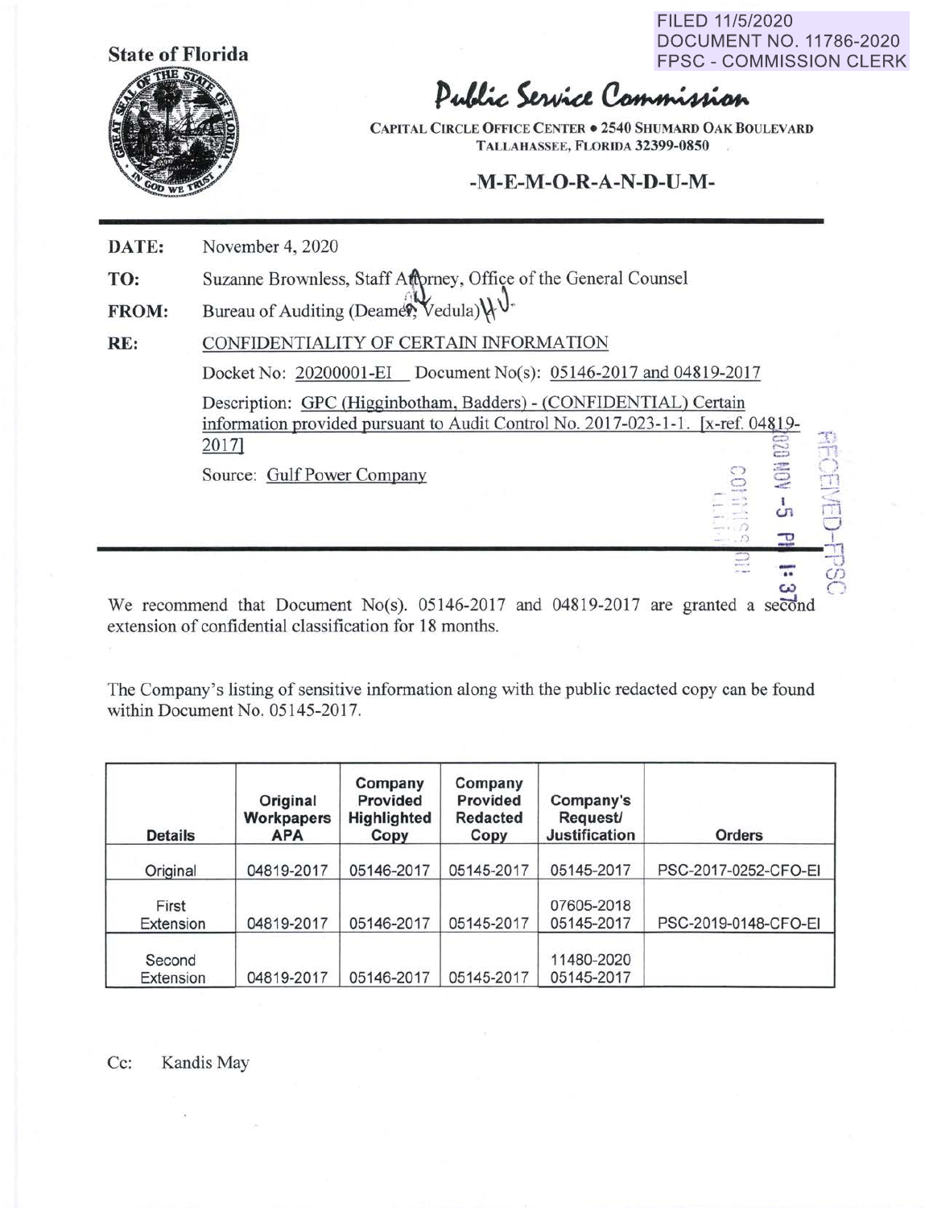FILED 11/5/2020
DOCUMENT NO. 11786-2020
FPSC - COMMISSION CLERK

**State of Florida**

# Public Service Commission

CAPITAL CIRCLE OFFICE CENTER • 2540 SHUMARD OAK BOULEVARD
TALLAHASSEE, FLORIDA 32399-0850

## -M-E-M-O-R-A-N-D-U-M-

**DATE:** November 4, 2020

**TO:** Suzanne Brownless, Staff Attorney, Office of the General Counsel

**FROM:** Bureau of Auditing (Deamer, Vedula)

**RE:** CONFIDENTIALITY OF CERTAIN INFORMATION

Docket No: 20200001-EI  Document No(s): 05146-2017 and 04819-2017

Description: GPC (Higginbotham, Badders) - (CONFIDENTIAL) Certain information provided pursuant to Audit Control No. 2017-023-1-1. [x-ref. 04819-2017]

Source: Gulf Power Company

RECEIVED-FPSC
2020 NOV -5 PM 1:37
COMMISSION CLERK

We recommend that Document No(s). 05146-2017 and 04819-2017 are granted a second extension of confidential classification for 18 months.

The Company's listing of sensitive information along with the public redacted copy can be found within Document No. 05145-2017.

| Details | Original Workpapers APA | Company Provided Highlighted Copy | Company Provided Redacted Copy | Company's Request/ Justification | Orders |
|---|---|---|---|---|---|
| Original | 04819-2017 | 05146-2017 | 05145-2017 | 05145-2017 | PSC-2017-0252-CFO-EI |
| First Extension | 04819-2017 | 05146-2017 | 05145-2017 | 07605-2018 05145-2017 | PSC-2019-0148-CFO-EI |
| Second Extension | 04819-2017 | 05146-2017 | 05145-2017 | 11480-2020 05145-2017 | |

Cc: Kandis May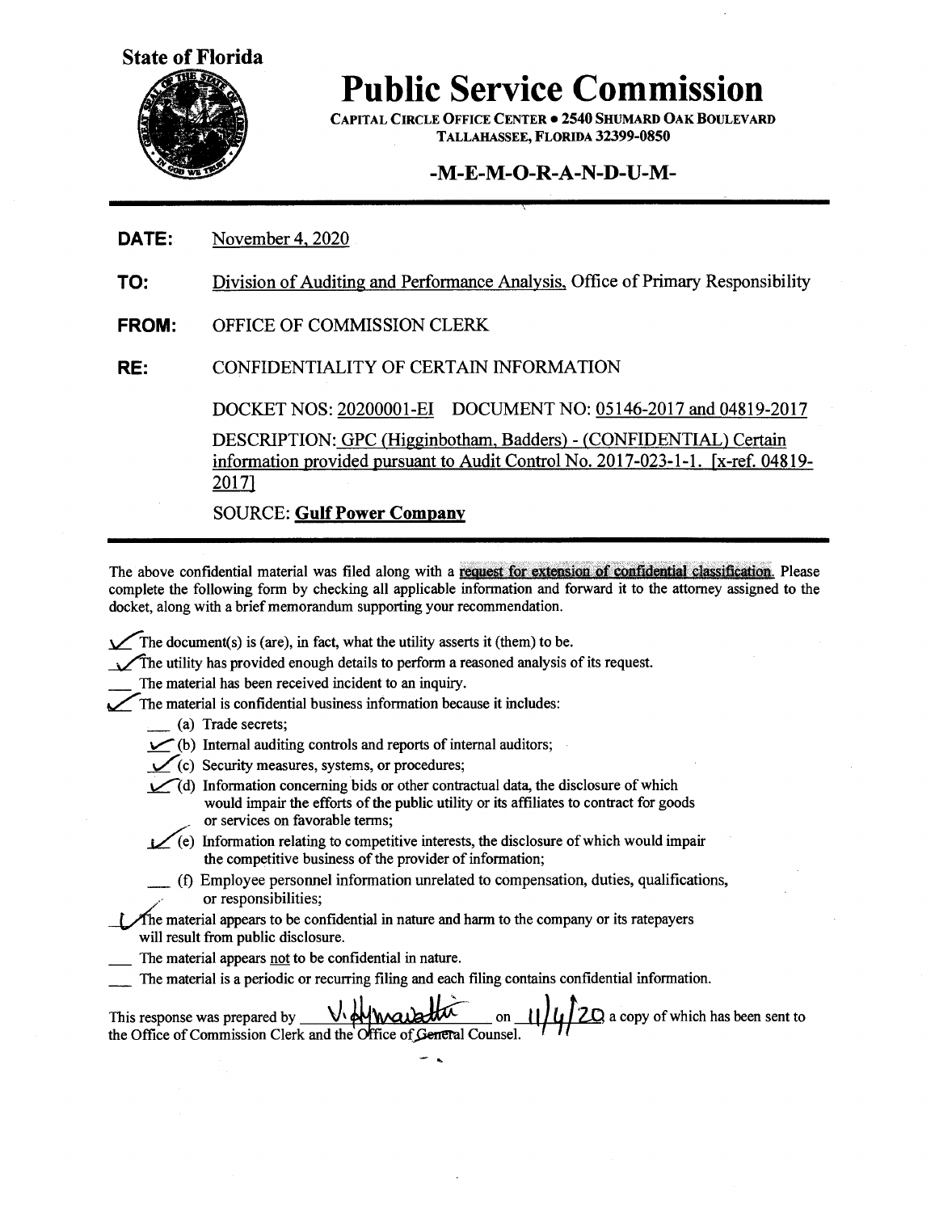**State of Florida**

# Public Service Commission

CAPITAL CIRCLE OFFICE CENTER • 2540 SHUMARD OAK BOULEVARD
TALLAHASSEE, FLORIDA 32399-0850

## -M-E-M-O-R-A-N-D-U-M-

**DATE:** November 4, 2020

**TO:** Division of Auditing and Performance Analysis, Office of Primary Responsibility

**FROM:** OFFICE OF COMMISSION CLERK

**RE:** CONFIDENTIALITY OF CERTAIN INFORMATION

DOCKET NOS: 20200001-EI DOCUMENT NO: 05146-2017 and 04819-2017

DESCRIPTION: GPC (Higginbotham, Badders) - (CONFIDENTIAL) Certain information provided pursuant to Audit Control No. 2017-023-1-1. [x-ref. 04819-2017]

SOURCE: **Gulf Power Company**

---

The above confidential material was filed along with a request for extension of confidential classification. Please complete the following form by checking all applicable information and forward it to the attorney assigned to the docket, along with a brief memorandum supporting your recommendation.

✓ The document(s) is (are), in fact, what the utility asserts it (them) to be.
✓ The utility has provided enough details to perform a reasoned analysis of its request.
___ The material has been received incident to an inquiry.
✓ The material is confidential business information because it includes:

- ___ (a) Trade secrets;
- ✓ (b) Internal auditing controls and reports of internal auditors;
- ✓ (c) Security measures, systems, or procedures;
- ✓ (d) Information concerning bids or other contractual data, the disclosure of which would impair the efforts of the public utility or its affiliates to contract for goods or services on favorable terms;
- ✓ (e) Information relating to competitive interests, the disclosure of which would impair the competitive business of the provider of information;
- ___ (f) Employee personnel information unrelated to compensation, duties, qualifications, or responsibilities;

✓ The material appears to be confidential in nature and harm to the company or its ratepayers will result from public disclosure.
___ The material appears not to be confidential in nature.
___ The material is a periodic or recurring filing and each filing contains confidential information.

This response was prepared by V. Hymavathi on 11/4/20 a copy of which has been sent to the Office of Commission Clerk and the Office of General Counsel.